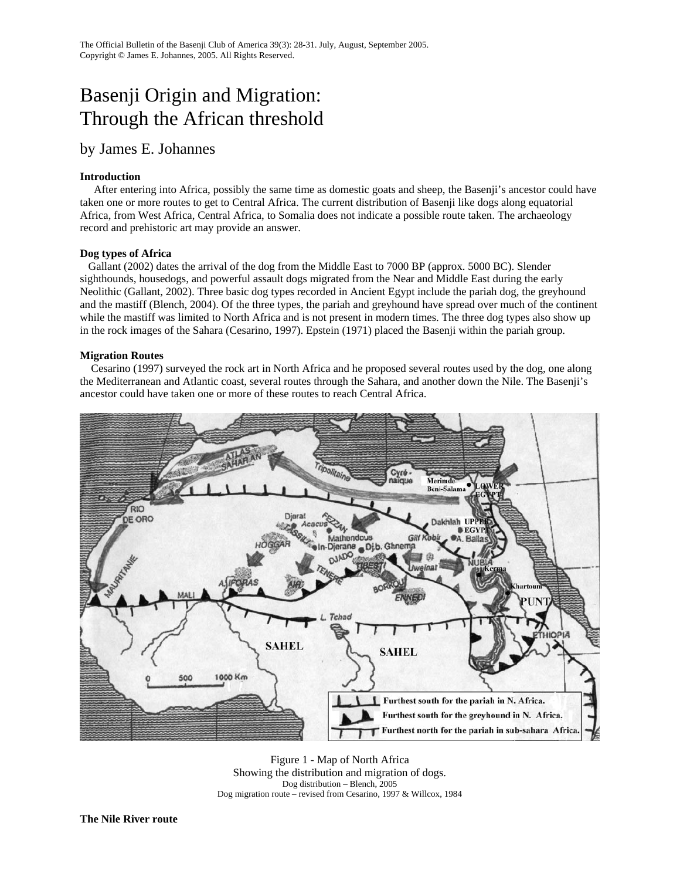The Official Bulletin of the Basenji Club of America 39(3): 28-31. July, August, September 2005.
Copyright © James E. Johannes, 2005. All Rights Reserved.

# Basenji Origin and Migration: Through the African threshold

## by James E. Johannes

**Introduction**

After entering into Africa, possibly the same time as domestic goats and sheep, the Basenji's ancestor could have taken one or more routes to get to Central Africa. The current distribution of Basenji like dogs along equatorial Africa, from West Africa, Central Africa, to Somalia does not indicate a possible route taken. The archaeology record and prehistoric art may provide an answer.

**Dog types of Africa**

Gallant (2002) dates the arrival of the dog from the Middle East to 7000 BP (approx. 5000 BC). Slender sighthounds, housedogs, and powerful assault dogs migrated from the Near and Middle East during the early Neolithic (Gallant, 2002). Three basic dog types recorded in Ancient Egypt include the pariah dog, the greyhound and the mastiff (Blench, 2004). Of the three types, the pariah and greyhound have spread over much of the continent while the mastiff was limited to North Africa and is not present in modern times. The three dog types also show up in the rock images of the Sahara (Cesarino, 1997). Epstein (1971) placed the Basenji within the pariah group.

**Migration Routes**

Cesarino (1997) surveyed the rock art in North Africa and he proposed several routes used by the dog, one along the Mediterranean and Atlantic coast, several routes through the Sahara, and another down the Nile. The Basenji's ancestor could have taken one or more of these routes to reach Central Africa.

Figure 1 - Map of North Africa
Showing the distribution and migration of dogs.
Dog distribution – Blench, 2005
Dog migration route – revised from Cesarino, 1997 & Willcox, 1984

**The Nile River route**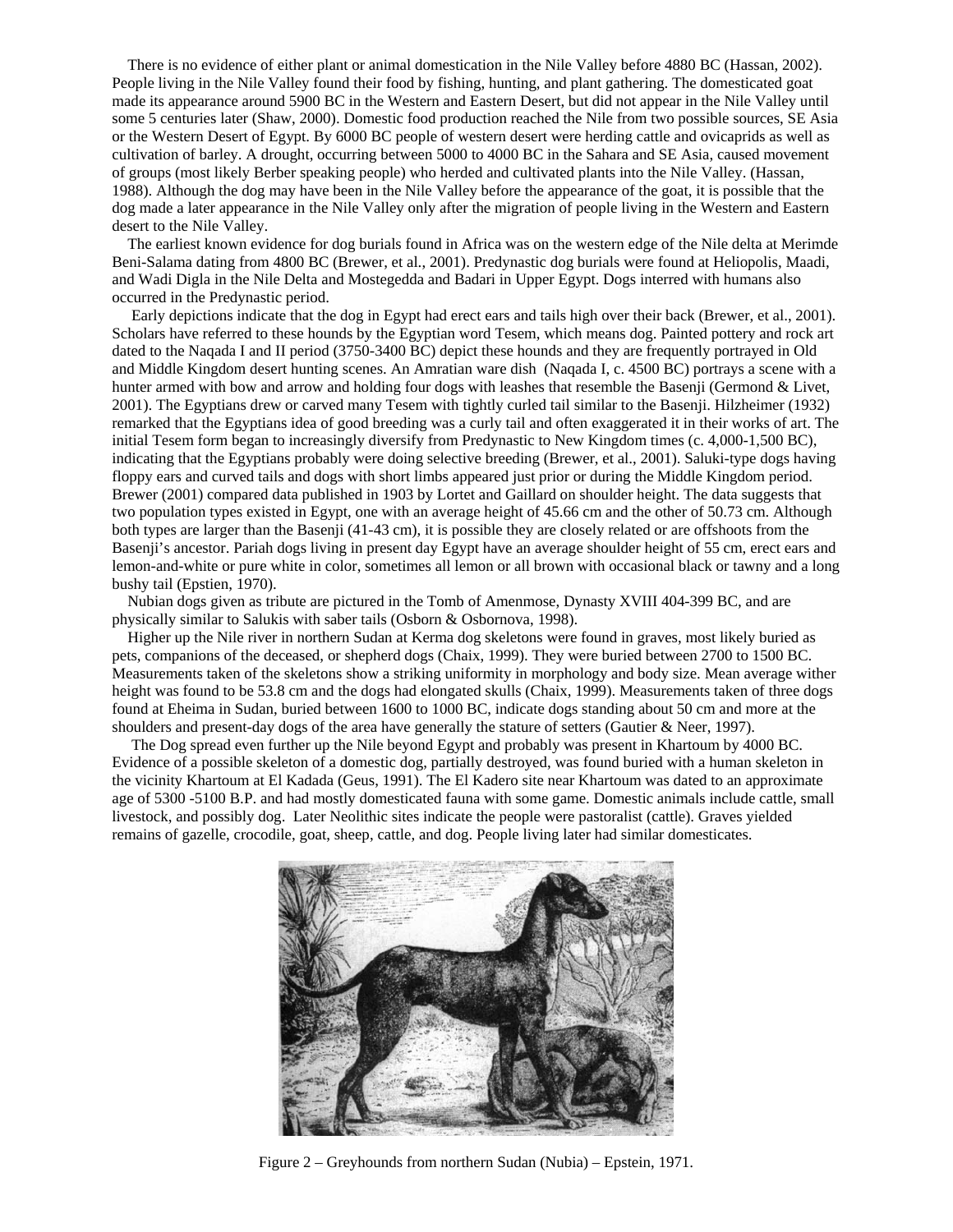There is no evidence of either plant or animal domestication in the Nile Valley before 4880 BC (Hassan, 2002). People living in the Nile Valley found their food by fishing, hunting, and plant gathering. The domesticated goat made its appearance around 5900 BC in the Western and Eastern Desert, but did not appear in the Nile Valley until some 5 centuries later (Shaw, 2000). Domestic food production reached the Nile from two possible sources, SE Asia or the Western Desert of Egypt. By 6000 BC people of western desert were herding cattle and ovicaprids as well as cultivation of barley. A drought, occurring between 5000 to 4000 BC in the Sahara and SE Asia, caused movement of groups (most likely Berber speaking people) who herded and cultivated plants into the Nile Valley. (Hassan, 1988). Although the dog may have been in the Nile Valley before the appearance of the goat, it is possible that the dog made a later appearance in the Nile Valley only after the migration of people living in the Western and Eastern desert to the Nile Valley.

The earliest known evidence for dog burials found in Africa was on the western edge of the Nile delta at Merimde Beni-Salama dating from 4800 BC (Brewer, et al., 2001). Predynastic dog burials were found at Heliopolis, Maadi, and Wadi Digla in the Nile Delta and Mostegedda and Badari in Upper Egypt. Dogs interred with humans also occurred in the Predynastic period.

Early depictions indicate that the dog in Egypt had erect ears and tails high over their back (Brewer, et al., 2001). Scholars have referred to these hounds by the Egyptian word Tesem, which means dog. Painted pottery and rock art dated to the Naqada I and II period (3750-3400 BC) depict these hounds and they are frequently portrayed in Old and Middle Kingdom desert hunting scenes. An Amratian ware dish (Naqada I, c. 4500 BC) portrays a scene with a hunter armed with bow and arrow and holding four dogs with leashes that resemble the Basenji (Germond & Livet, 2001). The Egyptians drew or carved many Tesem with tightly curled tail similar to the Basenji. Hilzheimer (1932) remarked that the Egyptians idea of good breeding was a curly tail and often exaggerated it in their works of art. The initial Tesem form began to increasingly diversify from Predynastic to New Kingdom times (c. 4,000-1,500 BC), indicating that the Egyptians probably were doing selective breeding (Brewer, et al., 2001). Saluki-type dogs having floppy ears and curved tails and dogs with short limbs appeared just prior or during the Middle Kingdom period. Brewer (2001) compared data published in 1903 by Lortet and Gaillard on shoulder height. The data suggests that two population types existed in Egypt, one with an average height of 45.66 cm and the other of 50.73 cm. Although both types are larger than the Basenji (41-43 cm), it is possible they are closely related or are offshoots from the Basenji's ancestor. Pariah dogs living in present day Egypt have an average shoulder height of 55 cm, erect ears and lemon-and-white or pure white in color, sometimes all lemon or all brown with occasional black or tawny and a long bushy tail (Epstien, 1970).

Nubian dogs given as tribute are pictured in the Tomb of Amenmose, Dynasty XVIII 404-399 BC, and are physically similar to Salukis with saber tails (Osborn & Osbornova, 1998).

Higher up the Nile river in northern Sudan at Kerma dog skeletons were found in graves, most likely buried as pets, companions of the deceased, or shepherd dogs (Chaix, 1999). They were buried between 2700 to 1500 BC. Measurements taken of the skeletons show a striking uniformity in morphology and body size. Mean average wither height was found to be 53.8 cm and the dogs had elongated skulls (Chaix, 1999). Measurements taken of three dogs found at Eheima in Sudan, buried between 1600 to 1000 BC, indicate dogs standing about 50 cm and more at the shoulders and present-day dogs of the area have generally the stature of setters (Gautier & Neer, 1997).

The Dog spread even further up the Nile beyond Egypt and probably was present in Khartoum by 4000 BC. Evidence of a possible skeleton of a domestic dog, partially destroyed, was found buried with a human skeleton in the vicinity Khartoum at El Kadada (Geus, 1991). The El Kadero site near Khartoum was dated to an approximate age of 5300 -5100 B.P. and had mostly domesticated fauna with some game. Domestic animals include cattle, small livestock, and possibly dog. Later Neolithic sites indicate the people were pastoralist (cattle). Graves yielded remains of gazelle, crocodile, goat, sheep, cattle, and dog. People living later had similar domesticates.

Figure 2 – Greyhounds from northern Sudan (Nubia) – Epstein, 1971.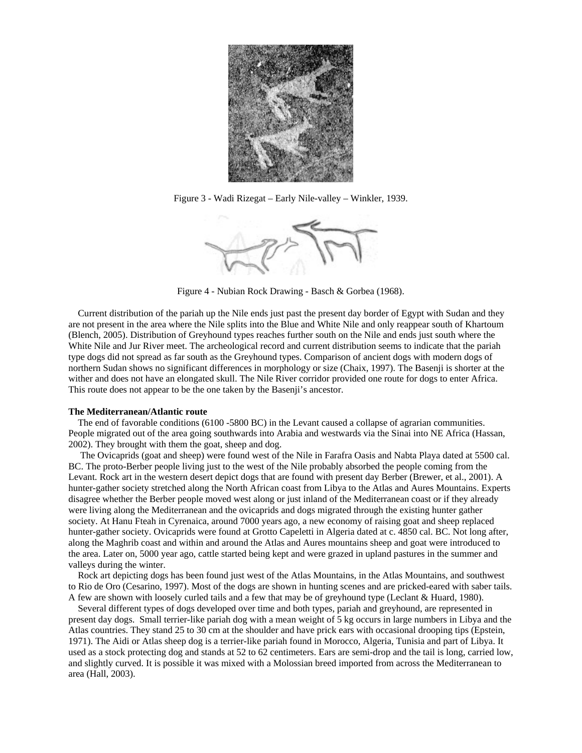Figure 3 - Wadi Rizegat – Early Nile-valley – Winkler, 1939.

Figure 4 - Nubian Rock Drawing - Basch & Gorbea (1968).

Current distribution of the pariah up the Nile ends just past the present day border of Egypt with Sudan and they are not present in the area where the Nile splits into the Blue and White Nile and only reappear south of Khartoum (Blench, 2005). Distribution of Greyhound types reaches further south on the Nile and ends just south where the White Nile and Jur River meet. The archeological record and current distribution seems to indicate that the pariah type dogs did not spread as far south as the Greyhound types. Comparison of ancient dogs with modern dogs of northern Sudan shows no significant differences in morphology or size (Chaix, 1997). The Basenji is shorter at the wither and does not have an elongated skull. The Nile River corridor provided one route for dogs to enter Africa. This route does not appear to be the one taken by the Basenji's ancestor.

**The Mediterranean/Atlantic route**

The end of favorable conditions (6100 -5800 BC) in the Levant caused a collapse of agrarian communities. People migrated out of the area going southwards into Arabia and westwards via the Sinai into NE Africa (Hassan, 2002). They brought with them the goat, sheep and dog.

The Ovicaprids (goat and sheep) were found west of the Nile in Farafra Oasis and Nabta Playa dated at 5500 cal. BC. The proto-Berber people living just to the west of the Nile probably absorbed the people coming from the Levant. Rock art in the western desert depict dogs that are found with present day Berber (Brewer, et al., 2001). A hunter-gather society stretched along the North African coast from Libya to the Atlas and Aures Mountains. Experts disagree whether the Berber people moved west along or just inland of the Mediterranean coast or if they already were living along the Mediterranean and the ovicaprids and dogs migrated through the existing hunter gather society. At Hanu Fteah in Cyrenaica, around 7000 years ago, a new economy of raising goat and sheep replaced hunter-gather society. Ovicaprids were found at Grotto Capeletti in Algeria dated at c. 4850 cal. BC. Not long after, along the Maghrib coast and within and around the Atlas and Aures mountains sheep and goat were introduced to the area. Later on, 5000 year ago, cattle started being kept and were grazed in upland pastures in the summer and valleys during the winter.

Rock art depicting dogs has been found just west of the Atlas Mountains, in the Atlas Mountains, and southwest to Rio de Oro (Cesarino, 1997). Most of the dogs are shown in hunting scenes and are pricked-eared with saber tails. A few are shown with loosely curled tails and a few that may be of greyhound type (Leclant & Huard, 1980).

Several different types of dogs developed over time and both types, pariah and greyhound, are represented in present day dogs. Small terrier-like pariah dog with a mean weight of 5 kg occurs in large numbers in Libya and the Atlas countries. They stand 25 to 30 cm at the shoulder and have prick ears with occasional drooping tips (Epstein, 1971). The Aidi or Atlas sheep dog is a terrier-like pariah found in Morocco, Algeria, Tunisia and part of Libya. It used as a stock protecting dog and stands at 52 to 62 centimeters. Ears are semi-drop and the tail is long, carried low, and slightly curved. It is possible it was mixed with a Molossian breed imported from across the Mediterranean to area (Hall, 2003).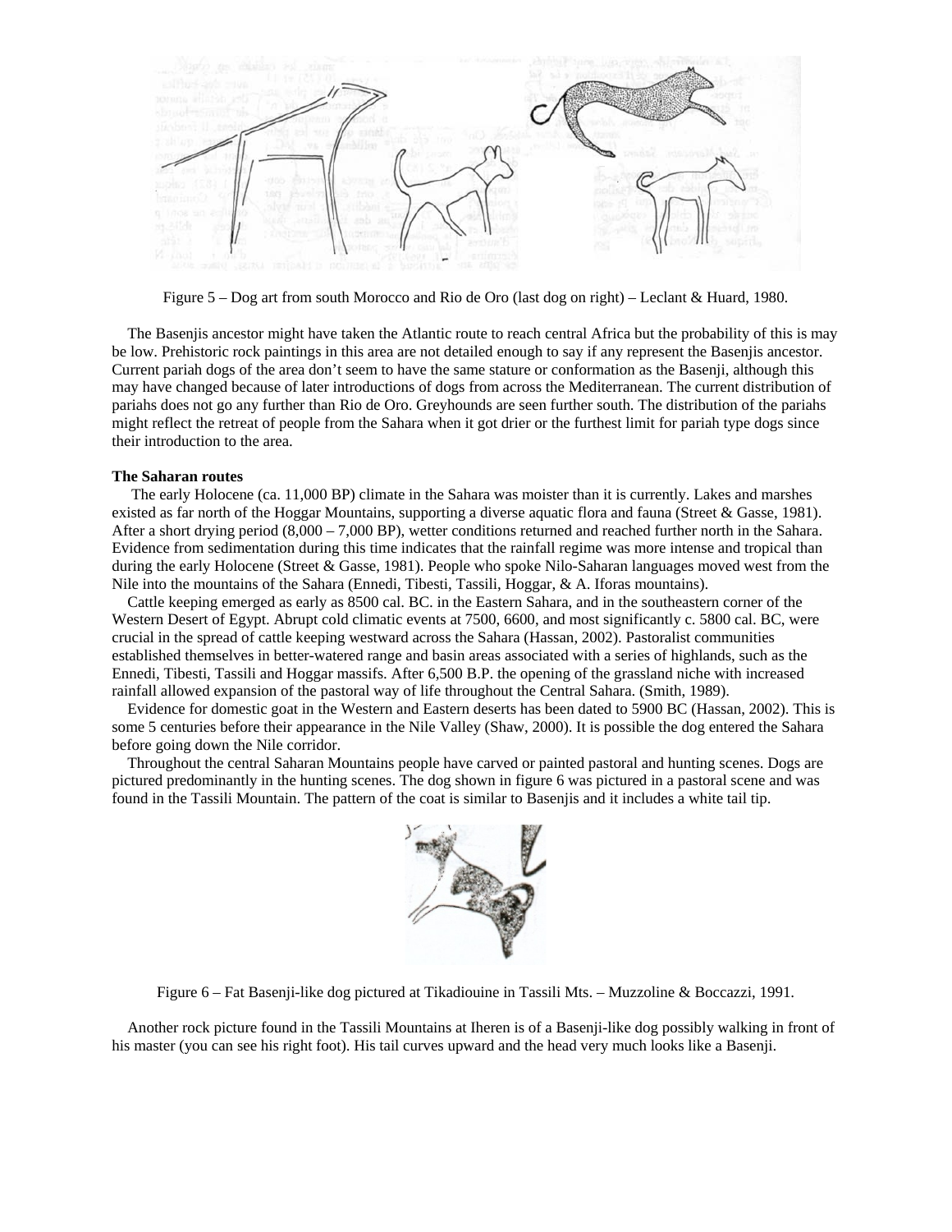Figure 5 – Dog art from south Morocco and Rio de Oro (last dog on right) – Leclant & Huard, 1980.

The Basenjis ancestor might have taken the Atlantic route to reach central Africa but the probability of this is may be low. Prehistoric rock paintings in this area are not detailed enough to say if any represent the Basenjis ancestor. Current pariah dogs of the area don't seem to have the same stature or conformation as the Basenji, although this may have changed because of later introductions of dogs from across the Mediterranean. The current distribution of pariahs does not go any further than Rio de Oro. Greyhounds are seen further south. The distribution of the pariahs might reflect the retreat of people from the Sahara when it got drier or the furthest limit for pariah type dogs since their introduction to the area.

**The Saharan routes**

The early Holocene (ca. 11,000 BP) climate in the Sahara was moister than it is currently. Lakes and marshes existed as far north of the Hoggar Mountains, supporting a diverse aquatic flora and fauna (Street & Gasse, 1981). After a short drying period (8,000 – 7,000 BP), wetter conditions returned and reached further north in the Sahara. Evidence from sedimentation during this time indicates that the rainfall regime was more intense and tropical than during the early Holocene (Street & Gasse, 1981). People who spoke Nilo-Saharan languages moved west from the Nile into the mountains of the Sahara (Ennedi, Tibesti, Tassili, Hoggar, & A. Iforas mountains).

Cattle keeping emerged as early as 8500 cal. BC. in the Eastern Sahara, and in the southeastern corner of the Western Desert of Egypt. Abrupt cold climatic events at 7500, 6600, and most significantly c. 5800 cal. BC, were crucial in the spread of cattle keeping westward across the Sahara (Hassan, 2002). Pastoralist communities established themselves in better-watered range and basin areas associated with a series of highlands, such as the Ennedi, Tibesti, Tassili and Hoggar massifs. After 6,500 B.P. the opening of the grassland niche with increased rainfall allowed expansion of the pastoral way of life throughout the Central Sahara. (Smith, 1989).

Evidence for domestic goat in the Western and Eastern deserts has been dated to 5900 BC (Hassan, 2002). This is some 5 centuries before their appearance in the Nile Valley (Shaw, 2000). It is possible the dog entered the Sahara before going down the Nile corridor.

Throughout the central Saharan Mountains people have carved or painted pastoral and hunting scenes. Dogs are pictured predominantly in the hunting scenes. The dog shown in figure 6 was pictured in a pastoral scene and was found in the Tassili Mountain. The pattern of the coat is similar to Basenjis and it includes a white tail tip.

Figure 6 – Fat Basenji-like dog pictured at Tikadiouine in Tassili Mts. – Muzzoline & Boccazzi, 1991.

Another rock picture found in the Tassili Mountains at Iheren is of a Basenji-like dog possibly walking in front of his master (you can see his right foot). His tail curves upward and the head very much looks like a Basenji.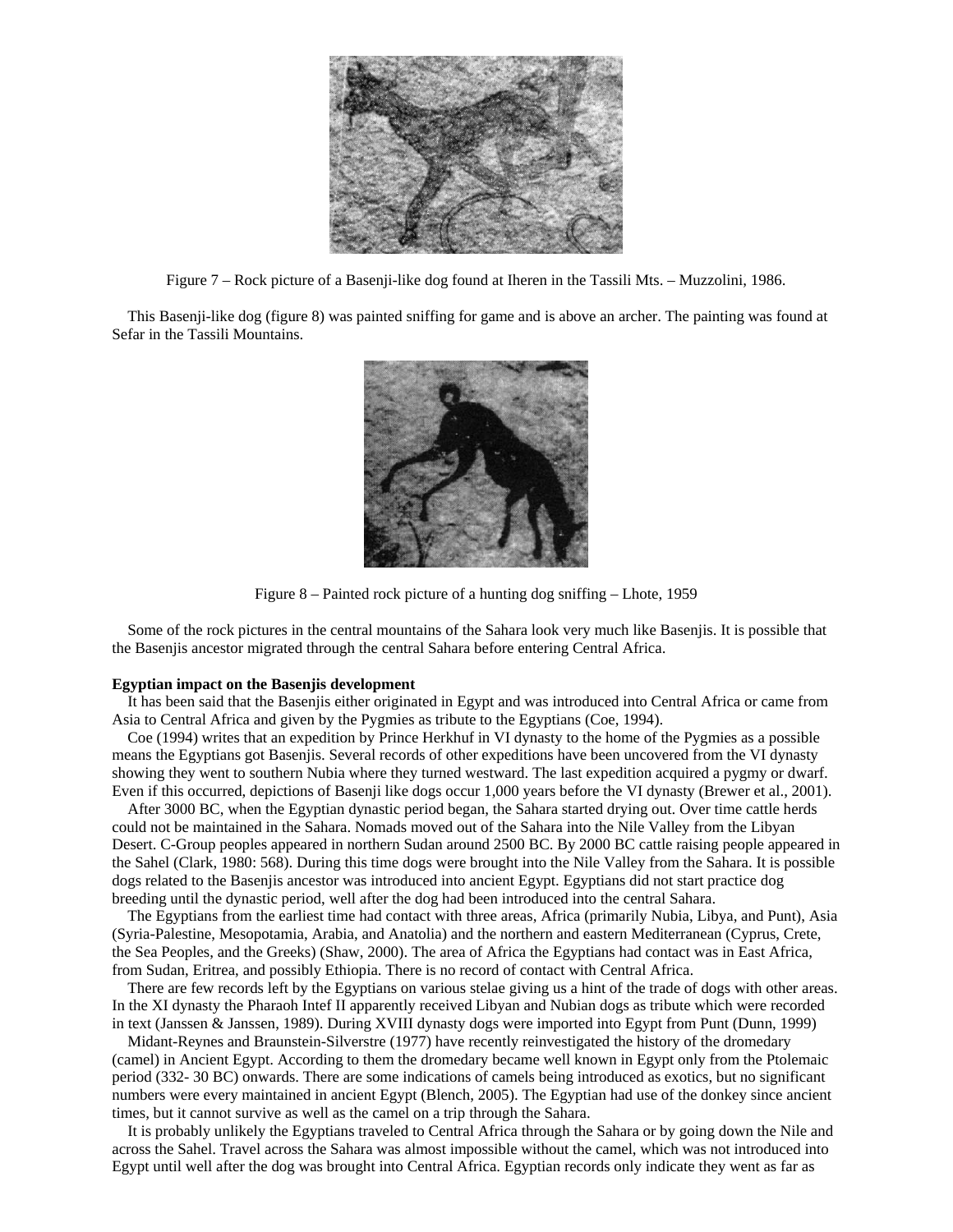Figure 7 – Rock picture of a Basenji-like dog found at Iheren in the Tassili Mts. – Muzzolini, 1986.

This Basenji-like dog (figure 8) was painted sniffing for game and is above an archer. The painting was found at Sefar in the Tassili Mountains.

Figure 8 – Painted rock picture of a hunting dog sniffing – Lhote, 1959

Some of the rock pictures in the central mountains of the Sahara look very much like Basenjis. It is possible that the Basenjis ancestor migrated through the central Sahara before entering Central Africa.

**Egyptian impact on the Basenjis development**

It has been said that the Basenjis either originated in Egypt and was introduced into Central Africa or came from Asia to Central Africa and given by the Pygmies as tribute to the Egyptians (Coe, 1994).

Coe (1994) writes that an expedition by Prince Herkhuf in VI dynasty to the home of the Pygmies as a possible means the Egyptians got Basenjis. Several records of other expeditions have been uncovered from the VI dynasty showing they went to southern Nubia where they turned westward. The last expedition acquired a pygmy or dwarf. Even if this occurred, depictions of Basenji like dogs occur 1,000 years before the VI dynasty (Brewer et al., 2001).

After 3000 BC, when the Egyptian dynastic period began, the Sahara started drying out. Over time cattle herds could not be maintained in the Sahara. Nomads moved out of the Sahara into the Nile Valley from the Libyan Desert. C-Group peoples appeared in northern Sudan around 2500 BC. By 2000 BC cattle raising people appeared in the Sahel (Clark, 1980: 568). During this time dogs were brought into the Nile Valley from the Sahara. It is possible dogs related to the Basenjis ancestor was introduced into ancient Egypt. Egyptians did not start practice dog breeding until the dynastic period, well after the dog had been introduced into the central Sahara.

The Egyptians from the earliest time had contact with three areas, Africa (primarily Nubia, Libya, and Punt), Asia (Syria-Palestine, Mesopotamia, Arabia, and Anatolia) and the northern and eastern Mediterranean (Cyprus, Crete, the Sea Peoples, and the Greeks) (Shaw, 2000). The area of Africa the Egyptians had contact was in East Africa, from Sudan, Eritrea, and possibly Ethiopia. There is no record of contact with Central Africa.

There are few records left by the Egyptians on various stelae giving us a hint of the trade of dogs with other areas. In the XI dynasty the Pharaoh Intef II apparently received Libyan and Nubian dogs as tribute which were recorded in text (Janssen & Janssen, 1989). During XVIII dynasty dogs were imported into Egypt from Punt (Dunn, 1999)

Midant-Reynes and Braunstein-Silverstre (1977) have recently reinvestigated the history of the dromedary (camel) in Ancient Egypt. According to them the dromedary became well known in Egypt only from the Ptolemaic period (332- 30 BC) onwards. There are some indications of camels being introduced as exotics, but no significant numbers were every maintained in ancient Egypt (Blench, 2005). The Egyptian had use of the donkey since ancient times, but it cannot survive as well as the camel on a trip through the Sahara.

It is probably unlikely the Egyptians traveled to Central Africa through the Sahara or by going down the Nile and across the Sahel. Travel across the Sahara was almost impossible without the camel, which was not introduced into Egypt until well after the dog was brought into Central Africa. Egyptian records only indicate they went as far as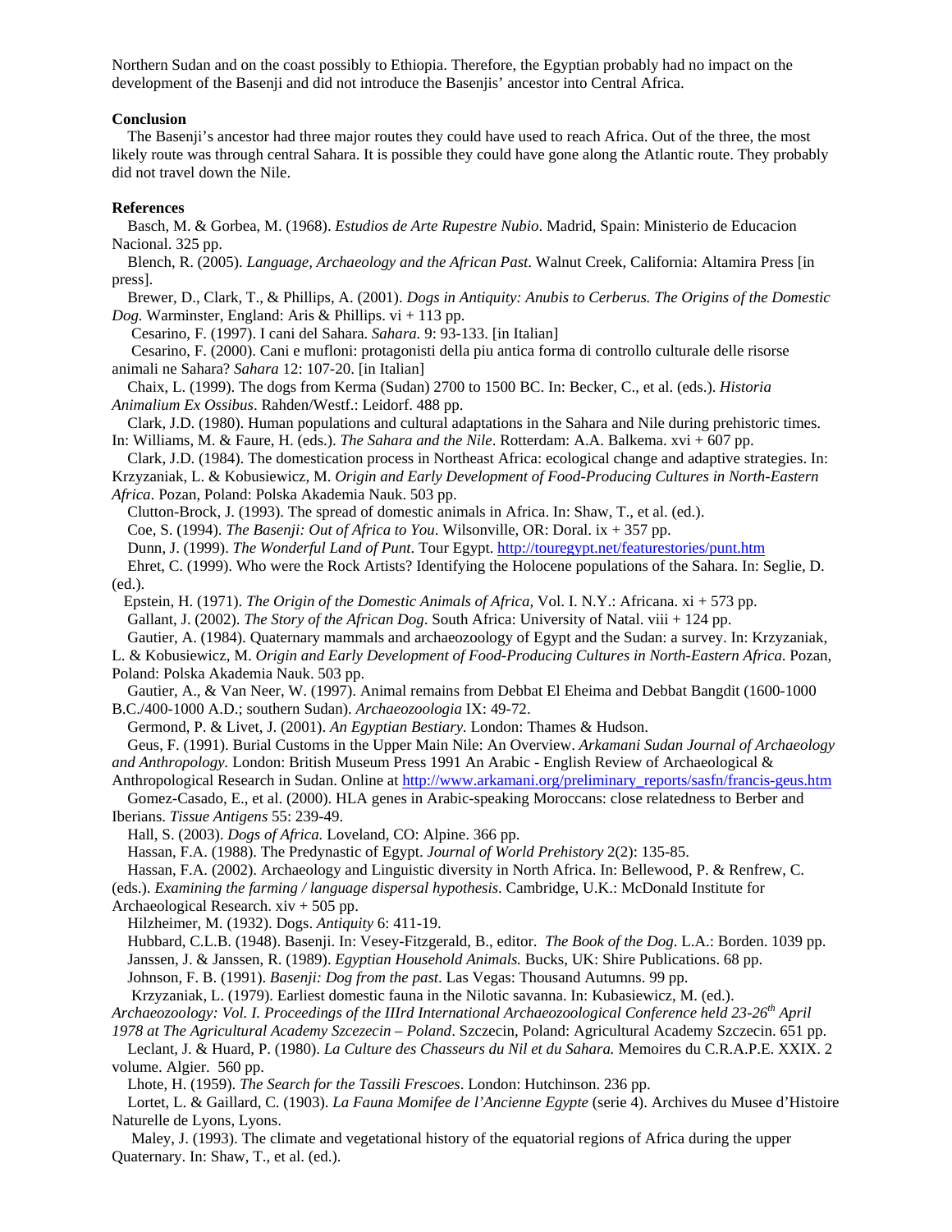Northern Sudan and on the coast possibly to Ethiopia. Therefore, the Egyptian probably had no impact on the development of the Basenji and did not introduce the Basenjis' ancestor into Central Africa.

**Conclusion**

The Basenji's ancestor had three major routes they could have used to reach Africa. Out of the three, the most likely route was through central Sahara. It is possible they could have gone along the Atlantic route. They probably did not travel down the Nile.

**References**

Basch, M. & Gorbea, M. (1968). *Estudios de Arte Rupestre Nubio*. Madrid, Spain: Ministerio de Educacion Nacional. 325 pp.

Blench, R. (2005). *Language, Archaeology and the African Past*. Walnut Creek, California: Altamira Press [in press].

Brewer, D., Clark, T., & Phillips, A. (2001). *Dogs in Antiquity: Anubis to Cerberus. The Origins of the Domestic Dog.* Warminster, England: Aris & Phillips. vi + 113 pp.

Cesarino, F. (1997). I cani del Sahara. *Sahara.* 9: 93-133. [in Italian]

Cesarino, F. (2000). Cani e mufloni: protagonisti della piu antica forma di controllo culturale delle risorse animali ne Sahara? *Sahara* 12: 107-20. [in Italian]

Chaix, L. (1999). The dogs from Kerma (Sudan) 2700 to 1500 BC. In: Becker, C., et al. (eds.). *Historia Animalium Ex Ossibus*. Rahden/Westf.: Leidorf. 488 pp.

Clark, J.D. (1980). Human populations and cultural adaptations in the Sahara and Nile during prehistoric times. In: Williams, M. & Faure, H. (eds.). *The Sahara and the Nile*. Rotterdam: A.A. Balkema. xvi + 607 pp.

Clark, J.D. (1984). The domestication process in Northeast Africa: ecological change and adaptive strategies. In: Krzyzaniak, L. & Kobusiewicz, M. *Origin and Early Development of Food-Producing Cultures in North-Eastern Africa*. Pozan, Poland: Polska Akademia Nauk. 503 pp.

Clutton-Brock, J. (1993). The spread of domestic animals in Africa. In: Shaw, T., et al. (ed.).

Coe, S. (1994). *The Basenji: Out of Africa to You*. Wilsonville, OR: Doral. ix + 357 pp.

Dunn, J. (1999). *The Wonderful Land of Punt*. Tour Egypt. http://touregypt.net/featurestories/punt.htm

Ehret, C. (1999). Who were the Rock Artists? Identifying the Holocene populations of the Sahara. In: Seglie, D. (ed.).

Epstein, H. (1971). *The Origin of the Domestic Animals of Africa,* Vol. I. N.Y.: Africana. xi + 573 pp.

Gallant, J. (2002). *The Story of the African Dog*. South Africa: University of Natal. viii + 124 pp.

Gautier, A. (1984). Quaternary mammals and archaeozoology of Egypt and the Sudan: a survey. In: Krzyzaniak, L. & Kobusiewicz, M. *Origin and Early Development of Food-Producing Cultures in North-Eastern Africa*. Pozan, Poland: Polska Akademia Nauk. 503 pp.

Gautier, A., & Van Neer, W. (1997). Animal remains from Debbat El Eheima and Debbat Bangdit (1600-1000 B.C./400-1000 A.D.; southern Sudan). *Archaeozoologia* IX: 49-72.

Germond, P. & Livet, J. (2001). *An Egyptian Bestiary*. London: Thames & Hudson.

Geus, F. (1991). Burial Customs in the Upper Main Nile: An Overview. *Arkamani Sudan Journal of Archaeology and Anthropology*. London: British Museum Press 1991 An Arabic - English Review of Archaeological & Anthropological Research in Sudan. Online at http://www.arkamani.org/preliminary_reports/sasfn/francis-geus.htm

Gomez-Casado, E., et al. (2000). HLA genes in Arabic-speaking Moroccans: close relatedness to Berber and Iberians. *Tissue Antigens* 55: 239-49.

Hall, S. (2003). *Dogs of Africa.* Loveland, CO: Alpine. 366 pp.

Hassan, F.A. (1988). The Predynastic of Egypt. *Journal of World Prehistory* 2(2): 135-85.

Hassan, F.A. (2002). Archaeology and Linguistic diversity in North Africa. In: Bellewood, P. & Renfrew, C. (eds.). *Examining the farming / language dispersal hypothesis*. Cambridge, U.K.: McDonald Institute for Archaeological Research. xiv + 505 pp.

Hilzheimer, M. (1932). Dogs. *Antiquity* 6: 411-19.

Hubbard, C.L.B. (1948). Basenji. In: Vesey-Fitzgerald, B., editor. *The Book of the Dog*. L.A.: Borden. 1039 pp.

Janssen, J. & Janssen, R. (1989). *Egyptian Household Animals.* Bucks, UK: Shire Publications. 68 pp.

Johnson, F. B. (1991). *Basenji: Dog from the past*. Las Vegas: Thousand Autumns. 99 pp.

Krzyzaniak, L. (1979). Earliest domestic fauna in the Nilotic savanna. In: Kubasiewicz, M. (ed.). *Archaeozoology: Vol. I. Proceedings of the IIIrd International Archaeozoological Conference held 23-26th April 1978 at The Agricultural Academy Szczecin – Poland*. Szczecin, Poland: Agricultural Academy Szczecin. 651 pp.

Leclant, J. & Huard, P. (1980). *La Culture des Chasseurs du Nil et du Sahara.* Memoires du C.R.A.P.E. XXIX. 2 volume. Algier. 560 pp.

Lhote, H. (1959). *The Search for the Tassili Frescoes*. London: Hutchinson. 236 pp.

Lortet, L. & Gaillard, C. (1903). *La Fauna Momifee de l'Ancienne Egypte* (serie 4). Archives du Musee d'Histoire Naturelle de Lyons, Lyons.

Maley, J. (1993). The climate and vegetational history of the equatorial regions of Africa during the upper Quaternary. In: Shaw, T., et al. (ed.).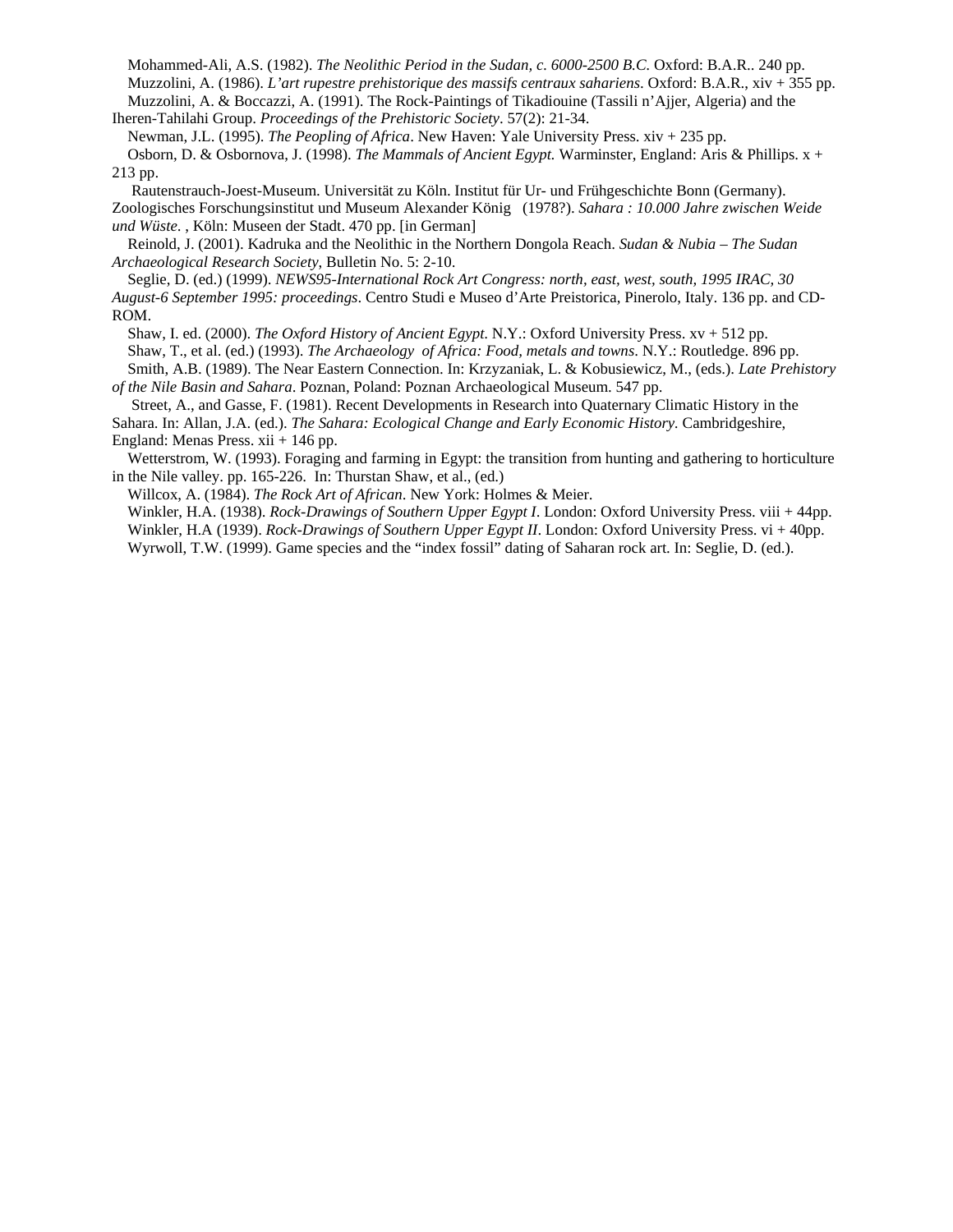Mohammed-Ali, A.S. (1982). *The Neolithic Period in the Sudan, c. 6000-2500 B.C.* Oxford: B.A.R.. 240 pp.

Muzzolini, A. (1986). *L'art rupestre prehistorique des massifs centraux sahariens*. Oxford: B.A.R., xiv + 355 pp.

Muzzolini, A. & Boccazzi, A. (1991). The Rock-Paintings of Tikadiouine (Tassili n'Ajjer, Algeria) and the Iheren-Tahilahi Group. *Proceedings of the Prehistoric Society*. 57(2): 21-34.

Newman, J.L. (1995). *The Peopling of Africa*. New Haven: Yale University Press. xiv + 235 pp.

Osborn, D. & Osbornova, J. (1998). *The Mammals of Ancient Egypt.* Warminster, England: Aris & Phillips. x + 213 pp.

Rautenstrauch-Joest-Museum. Universität zu Köln. Institut für Ur- und Frühgeschichte Bonn (Germany). Zoologisches Forschungsinstitut und Museum Alexander König (1978?). *Sahara : 10.000 Jahre zwischen Weide und Wüste.* , Köln: Museen der Stadt. 470 pp. [in German]

Reinold, J. (2001). Kadruka and the Neolithic in the Northern Dongola Reach. *Sudan & Nubia – The Sudan Archaeological Research Society*, Bulletin No. 5: 2-10.

Seglie, D. (ed.) (1999). *NEWS95-International Rock Art Congress: north, east, west, south, 1995 IRAC, 30 August-6 September 1995: proceedings*. Centro Studi e Museo d'Arte Preistorica, Pinerolo, Italy. 136 pp. and CD-ROM.

Shaw, I. ed. (2000). *The Oxford History of Ancient Egypt.* N.Y.: Oxford University Press. xv + 512 pp.

Shaw, T., et al. (ed.) (1993). *The Archaeology of Africa: Food, metals and towns*. N.Y.: Routledge. 896 pp.

Smith, A.B. (1989). The Near Eastern Connection. In: Krzyzaniak, L. & Kobusiewicz, M., (eds.). *Late Prehistory of the Nile Basin and Sahara*. Poznan, Poland: Poznan Archaeological Museum. 547 pp.

Street, A., and Gasse, F. (1981). Recent Developments in Research into Quaternary Climatic History in the Sahara. In: Allan, J.A. (ed.). *The Sahara: Ecological Change and Early Economic History.* Cambridgeshire, England: Menas Press. xii + 146 pp.

Wetterstrom, W. (1993). Foraging and farming in Egypt: the transition from hunting and gathering to horticulture in the Nile valley. pp. 165-226. In: Thurstan Shaw, et al., (ed.)

Willcox, A. (1984). *The Rock Art of African*. New York: Holmes & Meier.

Winkler, H.A. (1938). *Rock-Drawings of Southern Upper Egypt I*. London: Oxford University Press. viii + 44pp.

Winkler, H.A (1939). *Rock-Drawings of Southern Upper Egypt II*. London: Oxford University Press. vi + 40pp.

Wyrwoll, T.W. (1999). Game species and the "index fossil" dating of Saharan rock art. In: Seglie, D. (ed.).